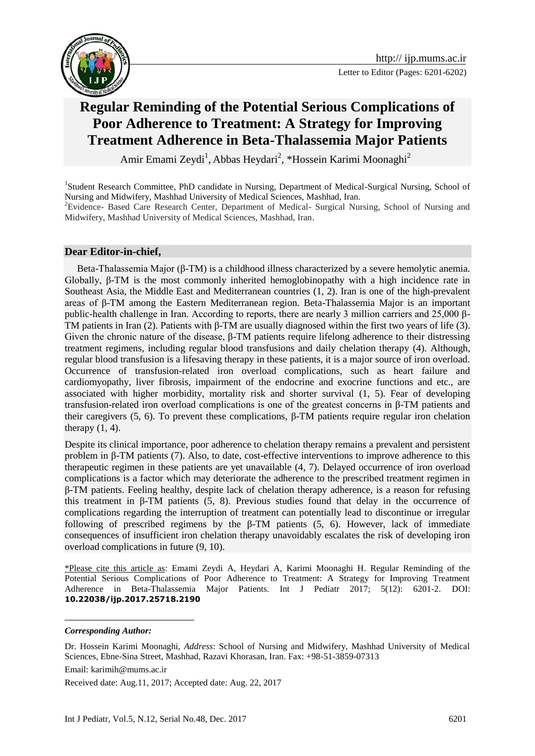# Regular Reminding of the Potential Serious Complications of Poor Adherence to Treatment: A Strategy for Improving Treatment Adherence in Beta-Thalassemia Major Patients

Amir Emami Zeydi[1], Abbas Heydari[2], *Hossein Karimi Moonaghi[2]

[1]Student Research Committee, PhD candidate in Nursing, Department of Medical-Surgical Nursing, School of Nursing and Midwifery, Mashhad University of Medical Sciences, Mashhad, Iran.

[2]Evidence- Based Care Research Center, Department of Medical- Surgical Nursing, School of Nursing and Midwifery, Mashhad University of Medical Sciences, Mashhad, Iran.

**Dear Editor-in-chief,**

Beta-Thalassemia Major (β-TM) is a childhood illness characterized by a severe hemolytic anemia. Globally, β-TM is the most commonly inherited hemoglobinopathy with a high incidence rate in Southeast Asia, the Middle East and Mediterranean countries (1, 2). Iran is one of the high-prevalent areas of β-TM among the Eastern Mediterranean region. Beta-Thalassemia Major is an important public-health challenge in Iran. According to reports, there are nearly 3 million carriers and 25,000 β-TM patients in Iran (2). Patients with β-TM are usually diagnosed within the first two years of life (3). Given the chronic nature of the disease, β-TM patients require lifelong adherence to their distressing treatment regimens, including regular blood transfusions and daily chelation therapy (4). Although, regular blood transfusion is a lifesaving therapy in these patients, it is a major source of iron overload. Occurrence of transfusion-related iron overload complications, such as heart failure and cardiomyopathy, liver fibrosis, impairment of the endocrine and exocrine functions and etc., are associated with higher morbidity, mortality risk and shorter survival (1, 5). Fear of developing transfusion-related iron overload complications is one of the greatest concerns in β-TM patients and their caregivers (5, 6). To prevent these complications, β-TM patients require regular iron chelation therapy (1, 4).

Despite its clinical importance, poor adherence to chelation therapy remains a prevalent and persistent problem in β-TM patients (7). Also, to date, cost-effective interventions to improve adherence to this therapeutic regimen in these patients are yet unavailable (4, 7). Delayed occurrence of iron overload complications is a factor which may deteriorate the adherence to the prescribed treatment regimen in β-TM patients. Feeling healthy, despite lack of chelation therapy adherence, is a reason for refusing this treatment in β-TM patients (5, 8). Previous studies found that delay in the occurrence of complications regarding the interruption of treatment can potentially lead to discontinue or irregular following of prescribed regimens by the β-TM patients (5, 6). However, lack of immediate consequences of insufficient iron chelation therapy unavoidably escalates the risk of developing iron overload complications in future (9, 10).

*Please cite this article as: Emami Zeydi A, Heydari A, Karimi Moonaghi H. Regular Reminding of the Potential Serious Complications of Poor Adherence to Treatment: A Strategy for Improving Treatment Adherence in Beta-Thalassemia Major Patients. Int J Pediatr 2017; 5(12): 6201-2. DOI: **10.22038/ijp.2017.25718.2190**

***Corresponding Author:***

Dr. Hossein Karimi Moonaghi, *Address*: School of Nursing and Midwifery, Mashhad University of Medical Sciences, Ebne-Sina Street, Mashhad, Razavi Khorasan, Iran. Fax: +98-51-3859-07313

Email: karimih@mums.ac.ir

Received date: Aug.11, 2017; Accepted date: Aug. 22, 2017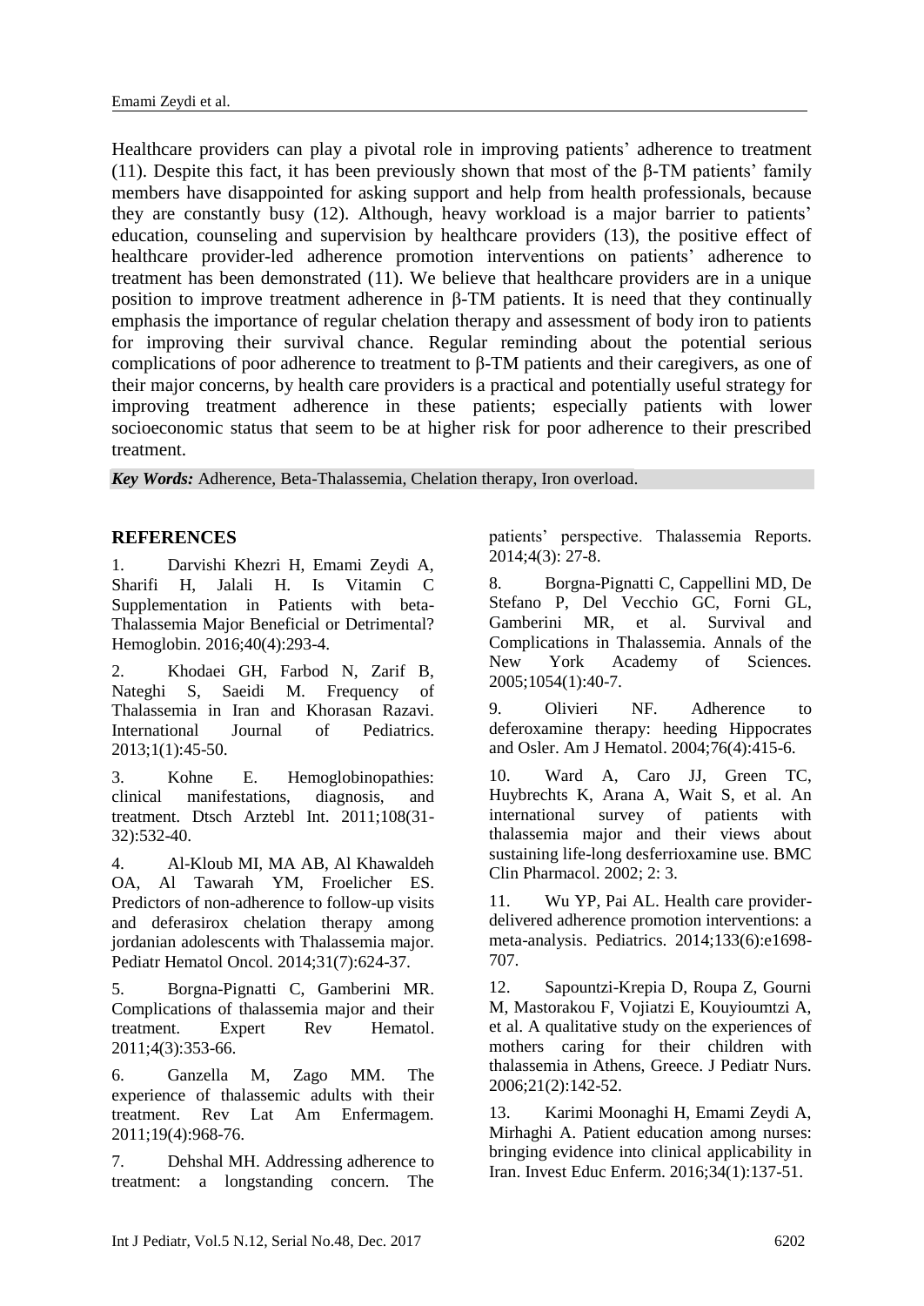Healthcare providers can play a pivotal role in improving patients' adherence to treatment (11). Despite this fact, it has been previously shown that most of the β-TM patients' family members have disappointed for asking support and help from health professionals, because they are constantly busy (12). Although, heavy workload is a major barrier to patients' education, counseling and supervision by healthcare providers (13), the positive effect of healthcare provider-led adherence promotion interventions on patients' adherence to treatment has been demonstrated (11). We believe that healthcare providers are in a unique position to improve treatment adherence in β-TM patients. It is need that they continually emphasis the importance of regular chelation therapy and assessment of body iron to patients for improving their survival chance. Regular reminding about the potential serious complications of poor adherence to treatment to β-TM patients and their caregivers, as one of their major concerns, by health care providers is a practical and potentially useful strategy for improving treatment adherence in these patients; especially patients with lower socioeconomic status that seem to be at higher risk for poor adherence to their prescribed treatment.

***Key Words:*** Adherence, Beta-Thalassemia, Chelation therapy, Iron overload.

## REFERENCES

1. Darvishi Khezri H, Emami Zeydi A, Sharifi H, Jalali H. Is Vitamin C Supplementation in Patients with beta-Thalassemia Major Beneficial or Detrimental? Hemoglobin. 2016;40(4):293-4.

2. Khodaei GH, Farbod N, Zarif B, Nateghi S, Saeidi M. Frequency of Thalassemia in Iran and Khorasan Razavi. International Journal of Pediatrics. 2013;1(1):45-50.

3. Kohne E. Hemoglobinopathies: clinical manifestations, diagnosis, and treatment. Dtsch Arztebl Int. 2011;108(31-32):532-40.

4. Al-Kloub MI, MA AB, Al Khawaldeh OA, Al Tawarah YM, Froelicher ES. Predictors of non-adherence to follow-up visits and deferasirox chelation therapy among jordanian adolescents with Thalassemia major. Pediatr Hematol Oncol. 2014;31(7):624-37.

5. Borgna-Pignatti C, Gamberini MR. Complications of thalassemia major and their treatment. Expert Rev Hematol. 2011;4(3):353-66.

6. Ganzella M, Zago MM. The experience of thalassemic adults with their treatment. Rev Lat Am Enfermagem. 2011;19(4):968-76.

7. Dehshal MH. Addressing adherence to treatment: a longstanding concern. The patients' perspective. Thalassemia Reports. 2014;4(3): 27-8.

8. Borgna-Pignatti C, Cappellini MD, De Stefano P, Del Vecchio GC, Forni GL, Gamberini MR, et al. Survival and Complications in Thalassemia. Annals of the New York Academy of Sciences. 2005;1054(1):40-7.

9. Olivieri NF. Adherence to deferoxamine therapy: heeding Hippocrates and Osler. Am J Hematol. 2004;76(4):415-6.

10. Ward A, Caro JJ, Green TC, Huybrechts K, Arana A, Wait S, et al. An international survey of patients with thalassemia major and their views about sustaining life-long desferrioxamine use. BMC Clin Pharmacol. 2002; 2: 3.

11. Wu YP, Pai AL. Health care provider-delivered adherence promotion interventions: a meta-analysis. Pediatrics. 2014;133(6):e1698-707.

12. Sapountzi-Krepia D, Roupa Z, Gourni M, Mastorakou F, Vojiatzi E, Kouyioumtzi A, et al. A qualitative study on the experiences of mothers caring for their children with thalassemia in Athens, Greece. J Pediatr Nurs. 2006;21(2):142-52.

13. Karimi Moonaghi H, Emami Zeydi A, Mirhaghi A. Patient education among nurses: bringing evidence into clinical applicability in Iran. Invest Educ Enferm. 2016;34(1):137-51.